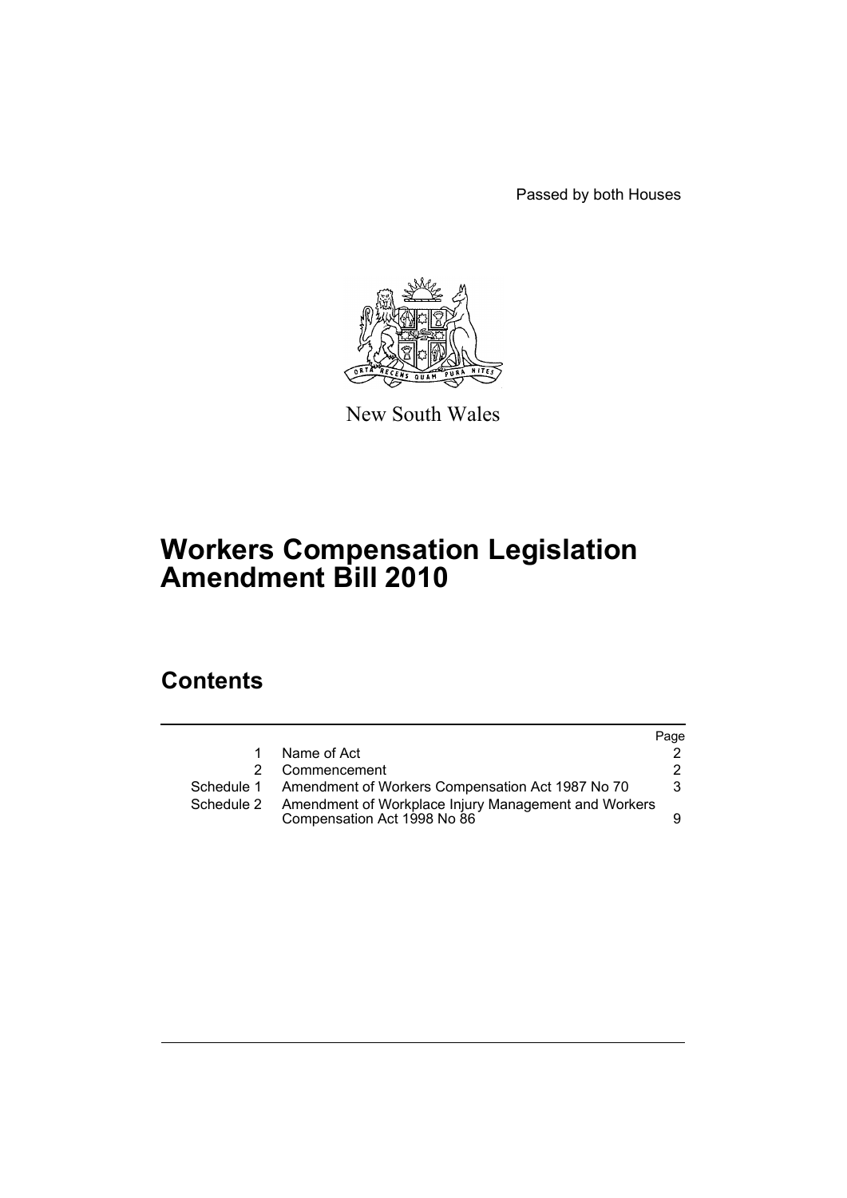Passed by both Houses

New South Wales

# Workers Compensation Legislation Amendment Bill 2010

## Contents

| | | Page |
|---|---|---|
| 1 | Name of Act | 2 |
| 2 | Commencement | 2 |
| Schedule 1 | Amendment of Workers Compensation Act 1987 No 70 | 3 |
| Schedule 2 | Amendment of Workplace Injury Management and Workers Compensation Act 1998 No 86 | 9 |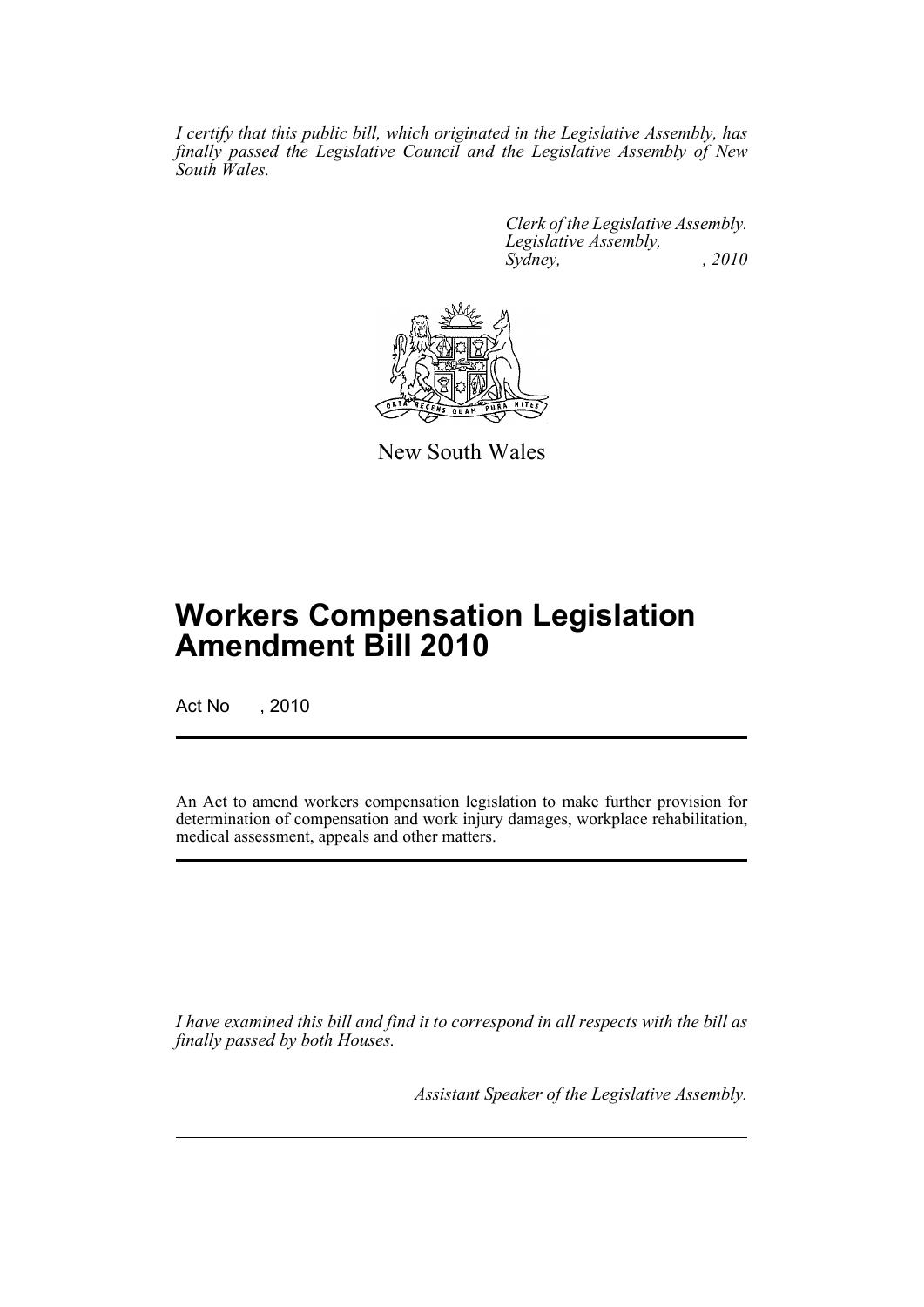*I certify that this public bill, which originated in the Legislative Assembly, has finally passed the Legislative Council and the Legislative Assembly of New South Wales.*

*Clerk of the Legislative Assembly.*
*Legislative Assembly,*
*Sydney, , 2010*

New South Wales

# Workers Compensation Legislation Amendment Bill 2010

Act No , 2010

An Act to amend workers compensation legislation to make further provision for determination of compensation and work injury damages, workplace rehabilitation, medical assessment, appeals and other matters.

*I have examined this bill and find it to correspond in all respects with the bill as finally passed by both Houses.*

*Assistant Speaker of the Legislative Assembly.*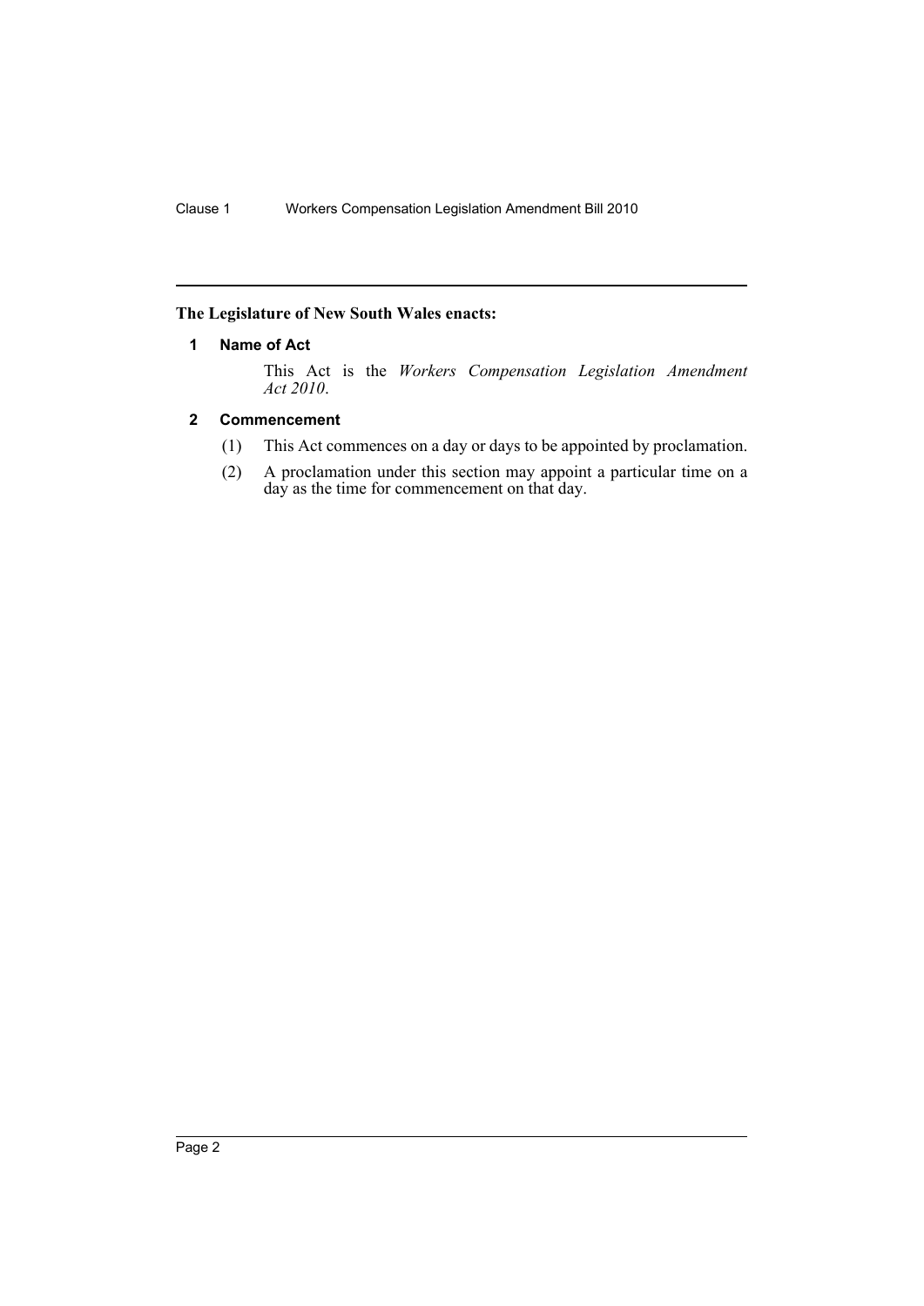**The Legislature of New South Wales enacts:**

### 1 Name of Act

This Act is the *Workers Compensation Legislation Amendment Act 2010*.

### 2 Commencement

(1) This Act commences on a day or days to be appointed by proclamation.

(2) A proclamation under this section may appoint a particular time on a day as the time for commencement on that day.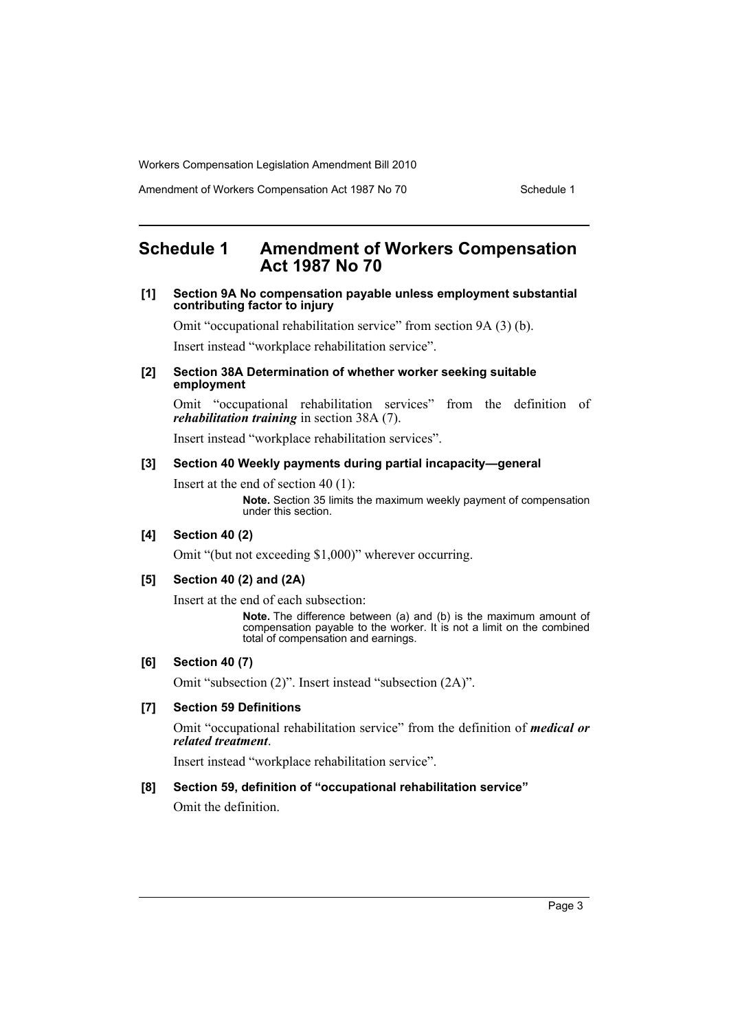# Schedule 1 Amendment of Workers Compensation Act 1987 No 70

**[1] Section 9A No compensation payable unless employment substantial contributing factor to injury**

Omit "occupational rehabilitation service" from section 9A (3) (b).

Insert instead "workplace rehabilitation service".

**[2] Section 38A Determination of whether worker seeking suitable employment**

Omit "occupational rehabilitation services" from the definition of ***rehabilitation training*** in section 38A (7).

Insert instead "workplace rehabilitation services".

**[3] Section 40 Weekly payments during partial incapacity—general**

Insert at the end of section 40 (1):

> **Note.** Section 35 limits the maximum weekly payment of compensation under this section.

**[4] Section 40 (2)**

Omit "(but not exceeding $1,000)" wherever occurring.

**[5] Section 40 (2) and (2A)**

Insert at the end of each subsection:

> **Note.** The difference between (a) and (b) is the maximum amount of compensation payable to the worker. It is not a limit on the combined total of compensation and earnings.

**[6] Section 40 (7)**

Omit "subsection (2)". Insert instead "subsection (2A)".

**[7] Section 59 Definitions**

Omit "occupational rehabilitation service" from the definition of ***medical or related treatment***.

Insert instead "workplace rehabilitation service".

**[8] Section 59, definition of "occupational rehabilitation service"**

Omit the definition.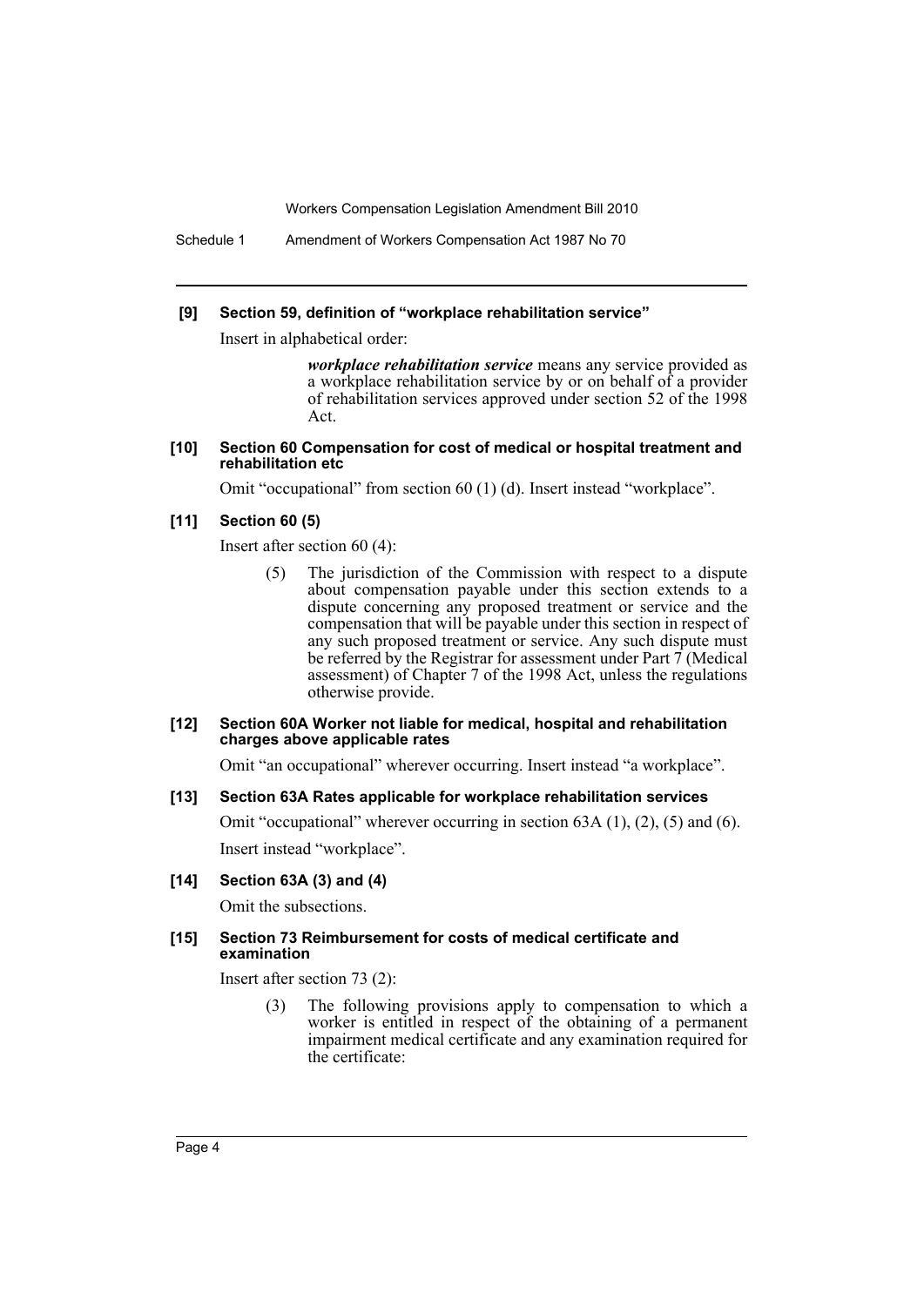**[9] Section 59, definition of "workplace rehabilitation service"**

Insert in alphabetical order:

> ***workplace rehabilitation service*** means any service provided as a workplace rehabilitation service by or on behalf of a provider of rehabilitation services approved under section 52 of the 1998 Act.

**[10] Section 60 Compensation for cost of medical or hospital treatment and rehabilitation etc**

Omit "occupational" from section 60 (1) (d). Insert instead "workplace".

**[11] Section 60 (5)**

Insert after section 60 (4):

> (5) The jurisdiction of the Commission with respect to a dispute about compensation payable under this section extends to a dispute concerning any proposed treatment or service and the compensation that will be payable under this section in respect of any such proposed treatment or service. Any such dispute must be referred by the Registrar for assessment under Part 7 (Medical assessment) of Chapter 7 of the 1998 Act, unless the regulations otherwise provide.

**[12] Section 60A Worker not liable for medical, hospital and rehabilitation charges above applicable rates**

Omit "an occupational" wherever occurring. Insert instead "a workplace".

**[13] Section 63A Rates applicable for workplace rehabilitation services**

Omit "occupational" wherever occurring in section 63A (1), (2), (5) and (6).

Insert instead "workplace".

**[14] Section 63A (3) and (4)**

Omit the subsections.

**[15] Section 73 Reimbursement for costs of medical certificate and examination**

Insert after section 73 (2):

> (3) The following provisions apply to compensation to which a worker is entitled in respect of the obtaining of a permanent impairment medical certificate and any examination required for the certificate: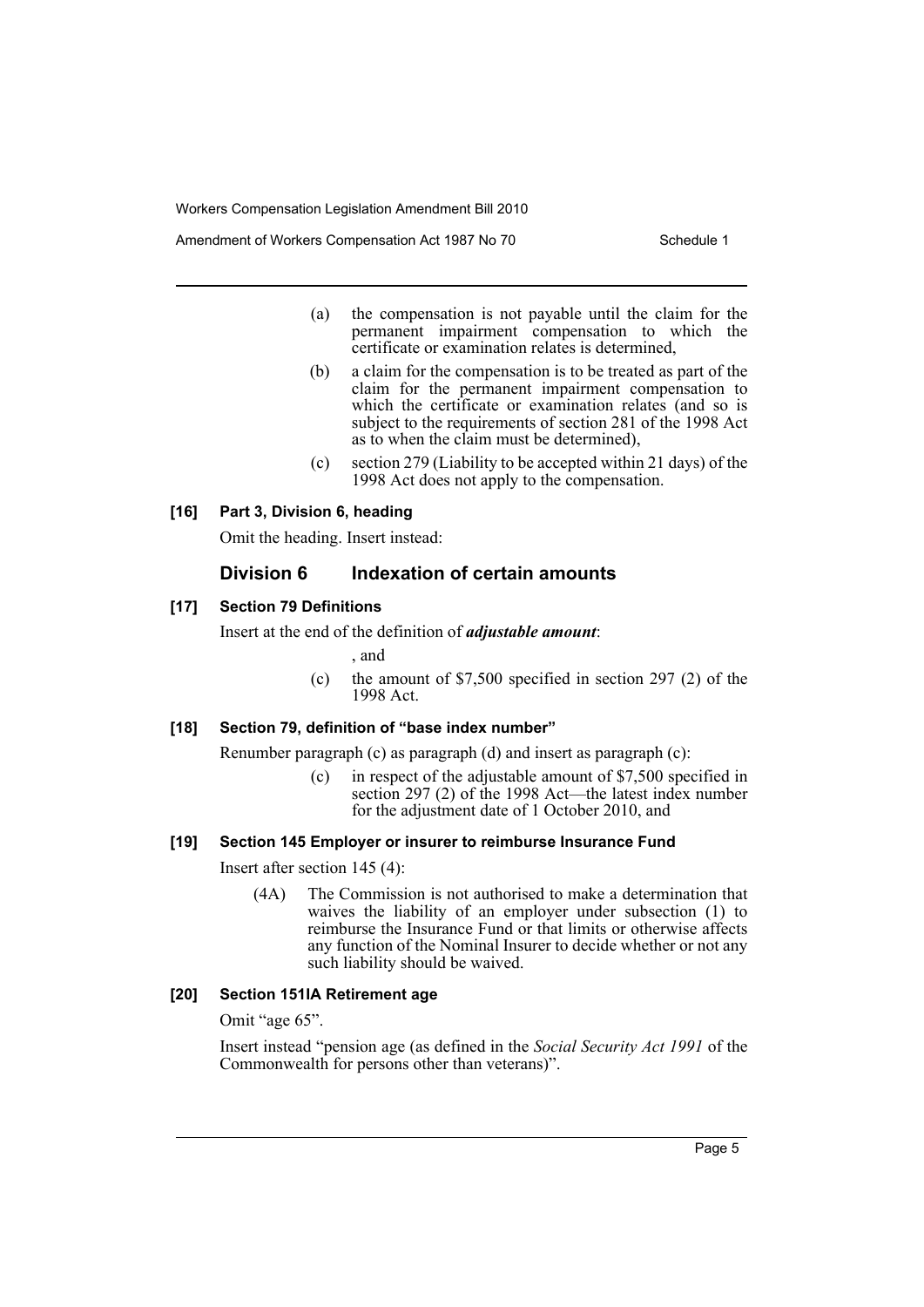(a) the compensation is not payable until the claim for the permanent impairment compensation to which the certificate or examination relates is determined,

(b) a claim for the compensation is to be treated as part of the claim for the permanent impairment compensation to which the certificate or examination relates (and so is subject to the requirements of section 281 of the 1998 Act as to when the claim must be determined),

(c) section 279 (Liability to be accepted within 21 days) of the 1998 Act does not apply to the compensation.

#### [16] Part 3, Division 6, heading

Omit the heading. Insert instead:

### Division 6 Indexation of certain amounts

#### [17] Section 79 Definitions

Insert at the end of the definition of ***adjustable amount***:

, and

(c) the amount of $7,500 specified in section 297 (2) of the 1998 Act.

#### [18] Section 79, definition of "base index number"

Renumber paragraph (c) as paragraph (d) and insert as paragraph (c):

(c) in respect of the adjustable amount of $7,500 specified in section 297 (2) of the 1998 Act—the latest index number for the adjustment date of 1 October 2010, and

#### [19] Section 145 Employer or insurer to reimburse Insurance Fund

Insert after section 145 (4):

(4A) The Commission is not authorised to make a determination that waives the liability of an employer under subsection (1) to reimburse the Insurance Fund or that limits or otherwise affects any function of the Nominal Insurer to decide whether or not any such liability should be waived.

#### [20] Section 151IA Retirement age

Omit "age 65".

Insert instead "pension age (as defined in the *Social Security Act 1991* of the Commonwealth for persons other than veterans)".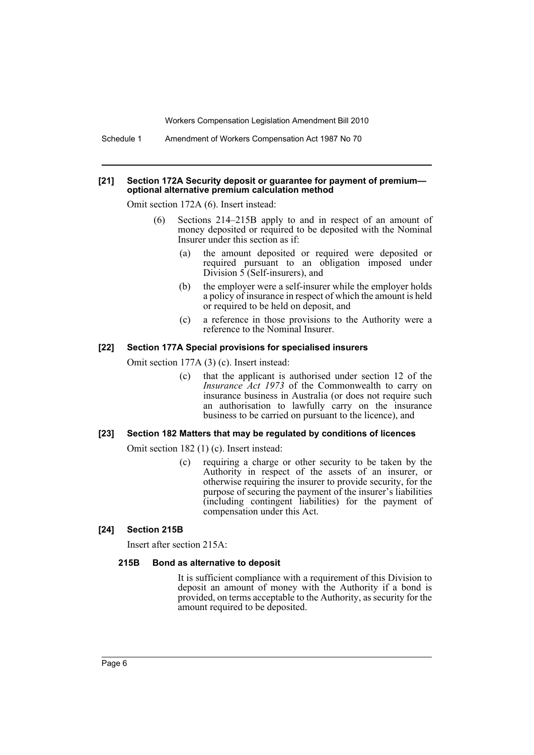### [21] Section 172A Security deposit or guarantee for payment of premium—optional alternative premium calculation method

Omit section 172A (6). Insert instead:

(6) Sections 214–215B apply to and in respect of an amount of money deposited or required to be deposited with the Nominal Insurer under this section as if:

(a) the amount deposited or required were deposited or required pursuant to an obligation imposed under Division 5 (Self-insurers), and

(b) the employer were a self-insurer while the employer holds a policy of insurance in respect of which the amount is held or required to be held on deposit, and

(c) a reference in those provisions to the Authority were a reference to the Nominal Insurer.

### [22] Section 177A Special provisions for specialised insurers

Omit section 177A (3) (c). Insert instead:

(c) that the applicant is authorised under section 12 of the *Insurance Act 1973* of the Commonwealth to carry on insurance business in Australia (or does not require such an authorisation to lawfully carry on the insurance business to be carried on pursuant to the licence), and

### [23] Section 182 Matters that may be regulated by conditions of licences

Omit section 182 (1) (c). Insert instead:

(c) requiring a charge or other security to be taken by the Authority in respect of the assets of an insurer, or otherwise requiring the insurer to provide security, for the purpose of securing the payment of the insurer's liabilities (including contingent liabilities) for the payment of compensation under this Act.

### [24] Section 215B

Insert after section 215A:

#### 215B Bond as alternative to deposit

It is sufficient compliance with a requirement of this Division to deposit an amount of money with the Authority if a bond is provided, on terms acceptable to the Authority, as security for the amount required to be deposited.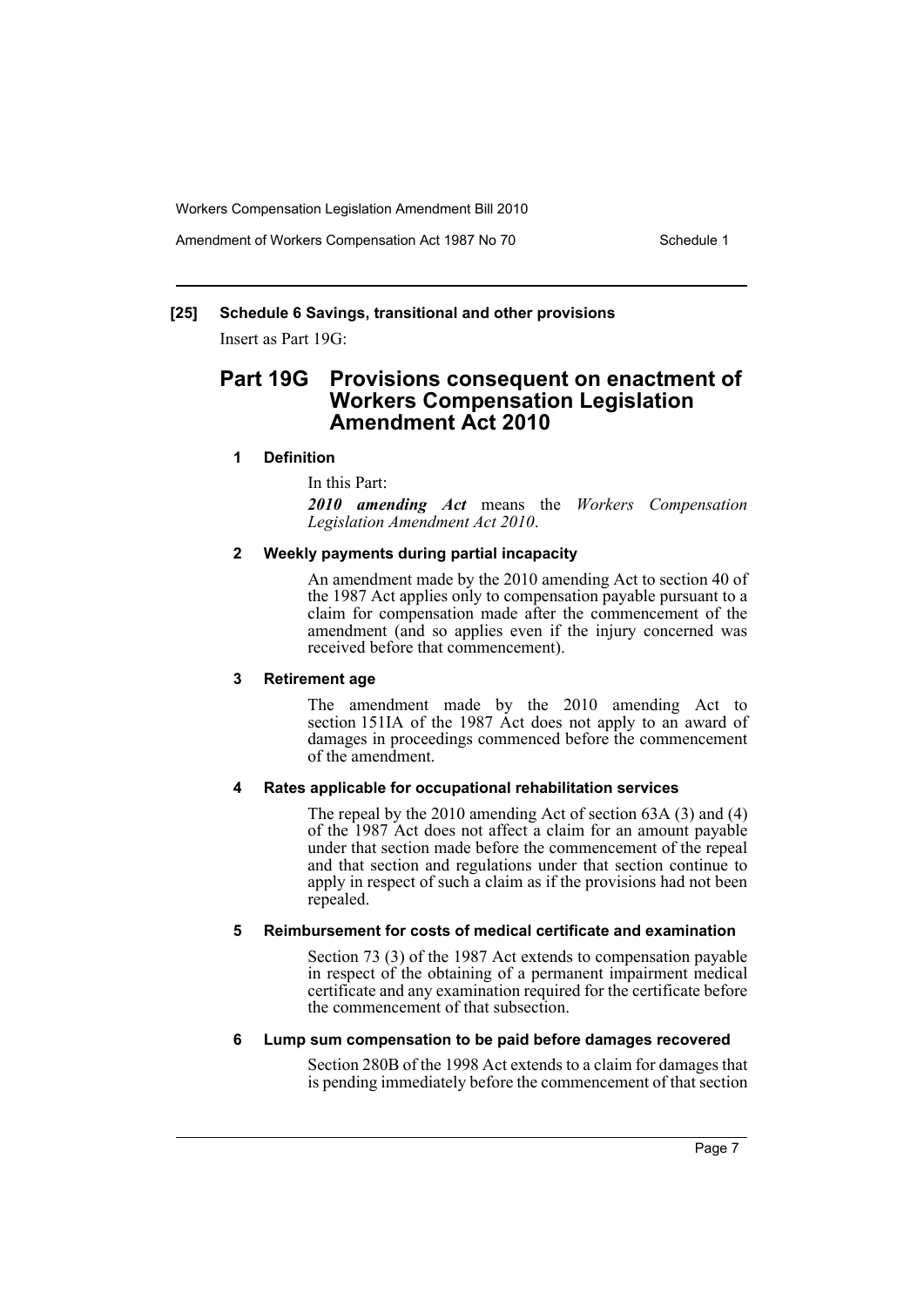## [25] Schedule 6 Savings, transitional and other provisions

Insert as Part 19G:

# Part 19G Provisions consequent on enactment of Workers Compensation Legislation Amendment Act 2010

### 1 Definition

In this Part:

***2010 amending Act*** means the *Workers Compensation Legislation Amendment Act 2010*.

### 2 Weekly payments during partial incapacity

An amendment made by the 2010 amending Act to section 40 of the 1987 Act applies only to compensation payable pursuant to a claim for compensation made after the commencement of the amendment (and so applies even if the injury concerned was received before that commencement).

### 3 Retirement age

The amendment made by the 2010 amending Act to section 151IA of the 1987 Act does not apply to an award of damages in proceedings commenced before the commencement of the amendment.

### 4 Rates applicable for occupational rehabilitation services

The repeal by the 2010 amending Act of section 63A (3) and (4) of the 1987 Act does not affect a claim for an amount payable under that section made before the commencement of the repeal and that section and regulations under that section continue to apply in respect of such a claim as if the provisions had not been repealed.

### 5 Reimbursement for costs of medical certificate and examination

Section 73 (3) of the 1987 Act extends to compensation payable in respect of the obtaining of a permanent impairment medical certificate and any examination required for the certificate before the commencement of that subsection.

### 6 Lump sum compensation to be paid before damages recovered

Section 280B of the 1998 Act extends to a claim for damages that is pending immediately before the commencement of that section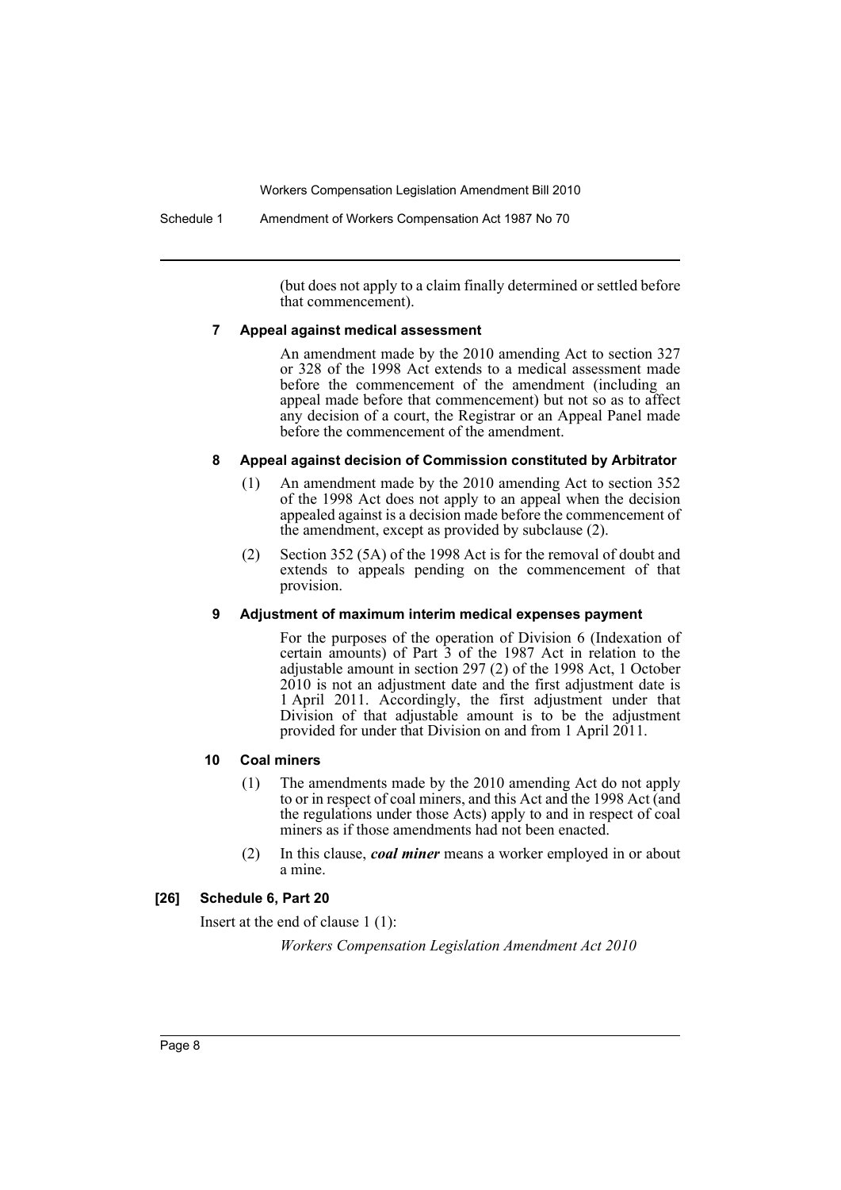(but does not apply to a claim finally determined or settled before that commencement).

### 7 Appeal against medical assessment

An amendment made by the 2010 amending Act to section 327 or 328 of the 1998 Act extends to a medical assessment made before the commencement of the amendment (including an appeal made before that commencement) but not so as to affect any decision of a court, the Registrar or an Appeal Panel made before the commencement of the amendment.

### 8 Appeal against decision of Commission constituted by Arbitrator

(1) An amendment made by the 2010 amending Act to section 352 of the 1998 Act does not apply to an appeal when the decision appealed against is a decision made before the commencement of the amendment, except as provided by subclause (2).

(2) Section 352 (5A) of the 1998 Act is for the removal of doubt and extends to appeals pending on the commencement of that provision.

### 9 Adjustment of maximum interim medical expenses payment

For the purposes of the operation of Division 6 (Indexation of certain amounts) of Part 3 of the 1987 Act in relation to the adjustable amount in section 297 (2) of the 1998 Act, 1 October 2010 is not an adjustment date and the first adjustment date is 1 April 2011. Accordingly, the first adjustment under that Division of that adjustable amount is to be the adjustment provided for under that Division on and from 1 April 2011.

### 10 Coal miners

(1) The amendments made by the 2010 amending Act do not apply to or in respect of coal miners, and this Act and the 1998 Act (and the regulations under those Acts) apply to and in respect of coal miners as if those amendments had not been enacted.

(2) In this clause, ***coal miner*** means a worker employed in or about a mine.

## [26] Schedule 6, Part 20

Insert at the end of clause 1 (1):

*Workers Compensation Legislation Amendment Act 2010*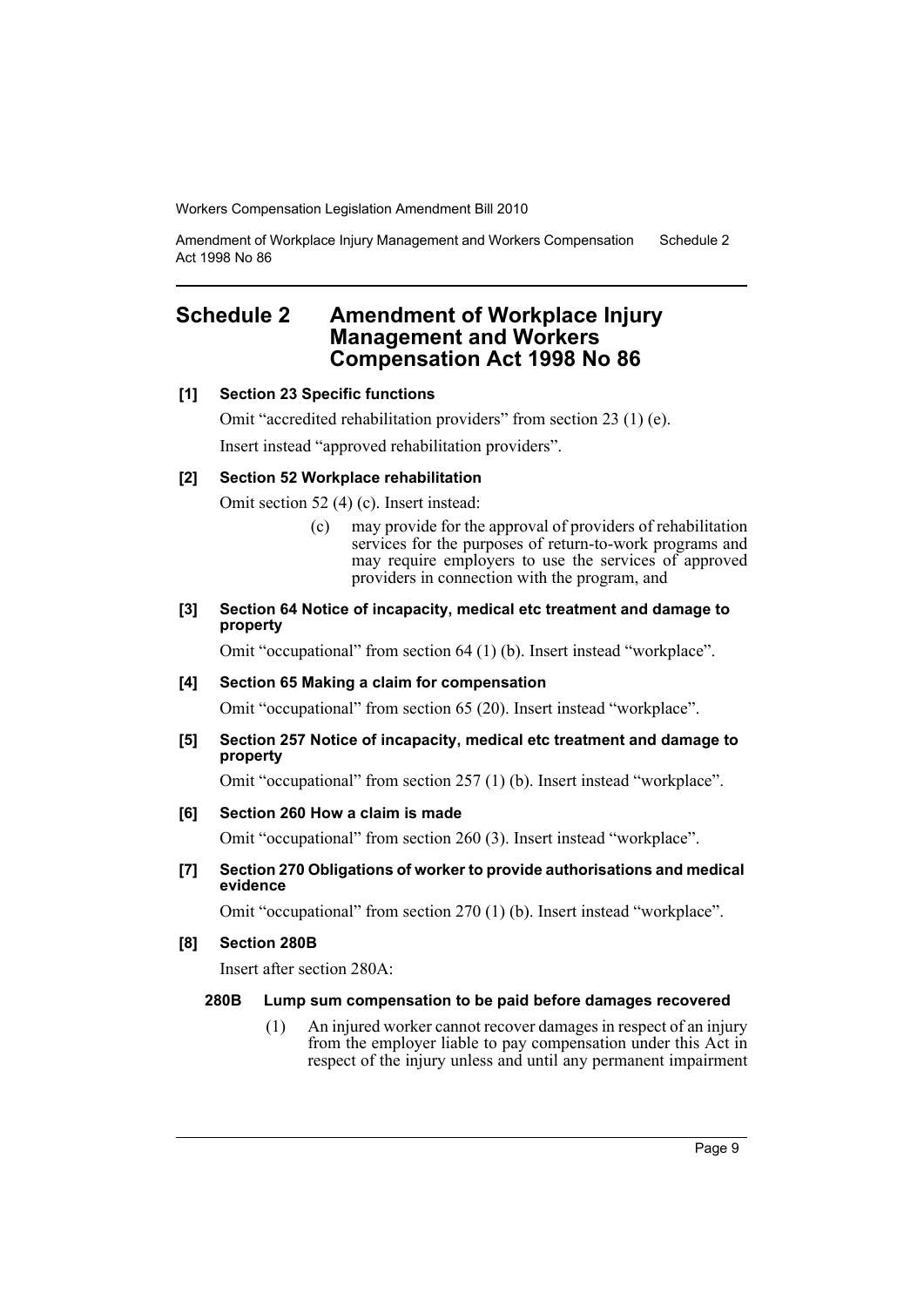# Schedule 2 Amendment of Workplace Injury Management and Workers Compensation Act 1998 No 86

**[1] Section 23 Specific functions**

Omit "accredited rehabilitation providers" from section 23 (1) (e).

Insert instead "approved rehabilitation providers".

**[2] Section 52 Workplace rehabilitation**

Omit section 52 (4) (c). Insert instead:

> (c) may provide for the approval of providers of rehabilitation services for the purposes of return-to-work programs and may require employers to use the services of approved providers in connection with the program, and

**[3] Section 64 Notice of incapacity, medical etc treatment and damage to property**

Omit "occupational" from section 64 (1) (b). Insert instead "workplace".

**[4] Section 65 Making a claim for compensation**

Omit "occupational" from section 65 (20). Insert instead "workplace".

**[5] Section 257 Notice of incapacity, medical etc treatment and damage to property**

Omit "occupational" from section 257 (1) (b). Insert instead "workplace".

**[6] Section 260 How a claim is made**

Omit "occupational" from section 260 (3). Insert instead "workplace".

**[7] Section 270 Obligations of worker to provide authorisations and medical evidence**

Omit "occupational" from section 270 (1) (b). Insert instead "workplace".

**[8] Section 280B**

Insert after section 280A:

> **280B Lump sum compensation to be paid before damages recovered**
>
> (1) An injured worker cannot recover damages in respect of an injury from the employer liable to pay compensation under this Act in respect of the injury unless and until any permanent impairment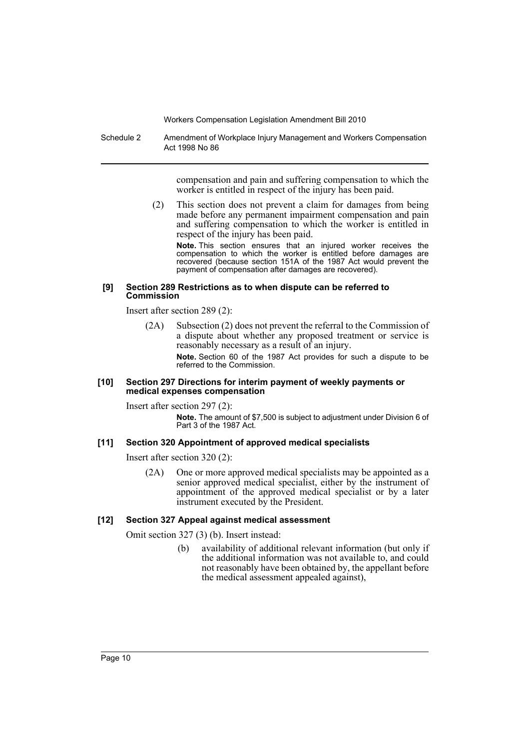compensation and pain and suffering compensation to which the worker is entitled in respect of the injury has been paid.

(2) This section does not prevent a claim for damages from being made before any permanent impairment compensation and pain and suffering compensation to which the worker is entitled in respect of the injury has been paid.

**Note.** This section ensures that an injured worker receives the compensation to which the worker is entitled before damages are recovered (because section 151A of the 1987 Act would prevent the payment of compensation after damages are recovered).

#### [9] Section 289 Restrictions as to when dispute can be referred to Commission

Insert after section 289 (2):

(2A) Subsection (2) does not prevent the referral to the Commission of a dispute about whether any proposed treatment or service is reasonably necessary as a result of an injury.

**Note.** Section 60 of the 1987 Act provides for such a dispute to be referred to the Commission.

#### [10] Section 297 Directions for interim payment of weekly payments or medical expenses compensation

Insert after section 297 (2):

**Note.** The amount of $7,500 is subject to adjustment under Division 6 of Part 3 of the 1987 Act.

#### [11] Section 320 Appointment of approved medical specialists

Insert after section 320 (2):

(2A) One or more approved medical specialists may be appointed as a senior approved medical specialist, either by the instrument of appointment of the approved medical specialist or by a later instrument executed by the President.

#### [12] Section 327 Appeal against medical assessment

Omit section 327 (3) (b). Insert instead:

(b) availability of additional relevant information (but only if the additional information was not available to, and could not reasonably have been obtained by, the appellant before the medical assessment appealed against),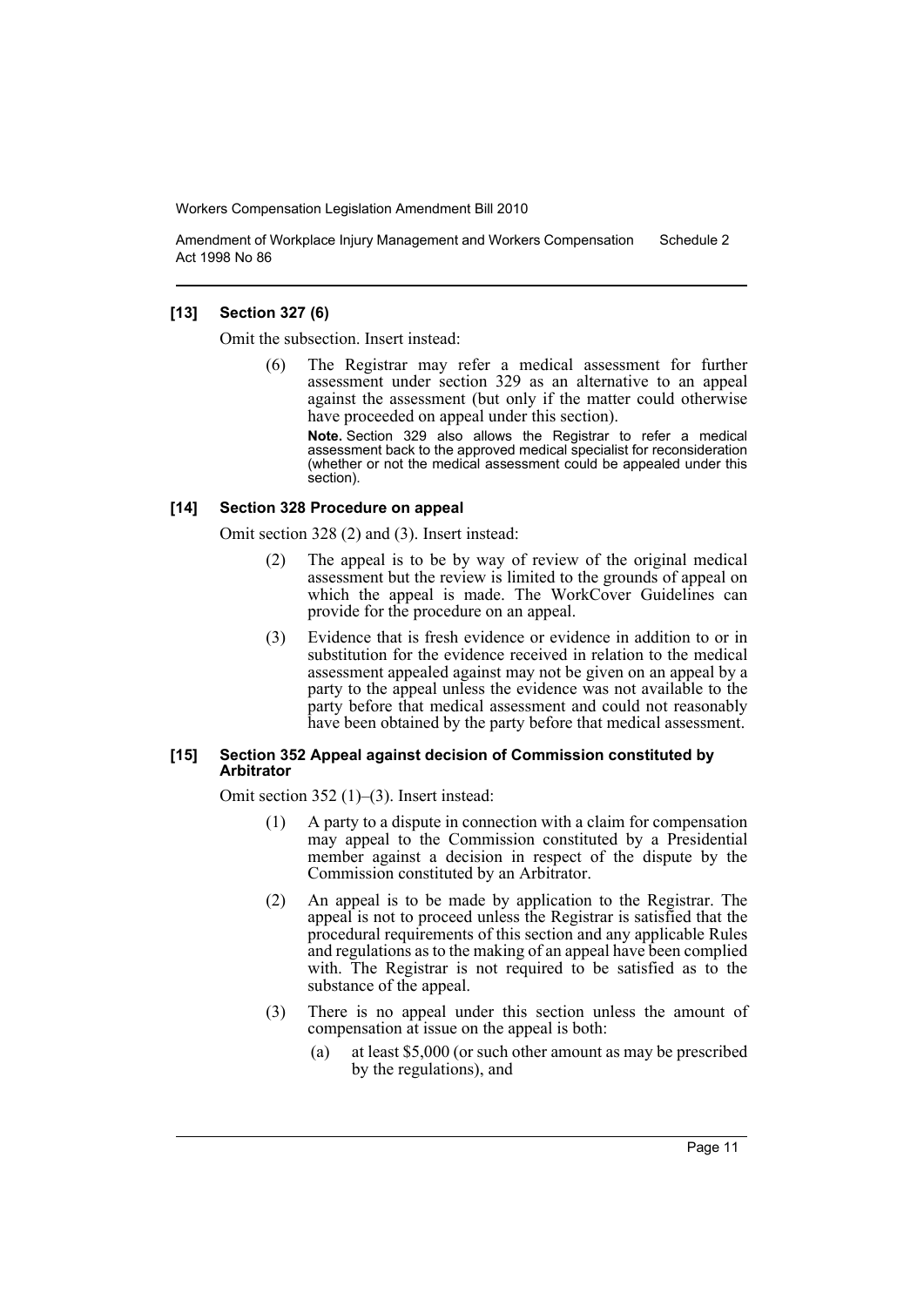**[13] Section 327 (6)**

Omit the subsection. Insert instead:

> (6) The Registrar may refer a medical assessment for further assessment under section 329 as an alternative to an appeal against the assessment (but only if the matter could otherwise have proceeded on appeal under this section).
>
> **Note.** Section 329 also allows the Registrar to refer a medical assessment back to the approved medical specialist for reconsideration (whether or not the medical assessment could be appealed under this section).

**[14] Section 328 Procedure on appeal**

Omit section 328 (2) and (3). Insert instead:

> (2) The appeal is to be by way of review of the original medical assessment but the review is limited to the grounds of appeal on which the appeal is made. The WorkCover Guidelines can provide for the procedure on an appeal.
>
> (3) Evidence that is fresh evidence or evidence in addition to or in substitution for the evidence received in relation to the medical assessment appealed against may not be given on an appeal by a party to the appeal unless the evidence was not available to the party before that medical assessment and could not reasonably have been obtained by the party before that medical assessment.

**[15] Section 352 Appeal against decision of Commission constituted by Arbitrator**

Omit section 352 (1)–(3). Insert instead:

> (1) A party to a dispute in connection with a claim for compensation may appeal to the Commission constituted by a Presidential member against a decision in respect of the dispute by the Commission constituted by an Arbitrator.
>
> (2) An appeal is to be made by application to the Registrar. The appeal is not to proceed unless the Registrar is satisfied that the procedural requirements of this section and any applicable Rules and regulations as to the making of an appeal have been complied with. The Registrar is not required to be satisfied as to the substance of the appeal.
>
> (3) There is no appeal under this section unless the amount of compensation at issue on the appeal is both:
>
> (a) at least $5,000 (or such other amount as may be prescribed by the regulations), and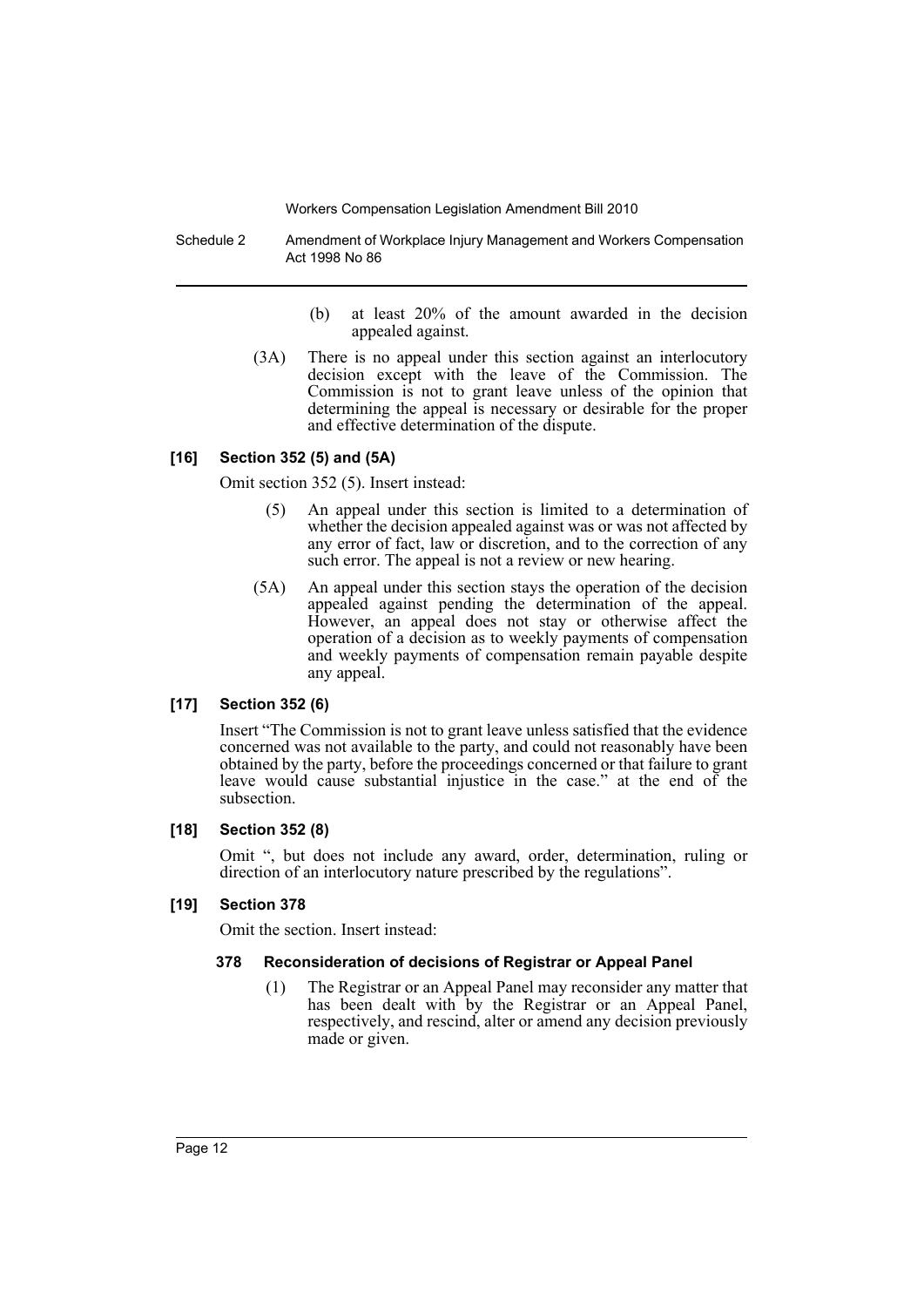(b) at least 20% of the amount awarded in the decision appealed against.

(3A) There is no appeal under this section against an interlocutory decision except with the leave of the Commission. The Commission is not to grant leave unless of the opinion that determining the appeal is necessary or desirable for the proper and effective determination of the dispute.

#### [16] Section 352 (5) and (5A)

Omit section 352 (5). Insert instead:

(5) An appeal under this section is limited to a determination of whether the decision appealed against was or was not affected by any error of fact, law or discretion, and to the correction of any such error. The appeal is not a review or new hearing.

(5A) An appeal under this section stays the operation of the decision appealed against pending the determination of the appeal. However, an appeal does not stay or otherwise affect the operation of a decision as to weekly payments of compensation and weekly payments of compensation remain payable despite any appeal.

#### [17] Section 352 (6)

Insert "The Commission is not to grant leave unless satisfied that the evidence concerned was not available to the party, and could not reasonably have been obtained by the party, before the proceedings concerned or that failure to grant leave would cause substantial injustice in the case." at the end of the subsection.

#### [18] Section 352 (8)

Omit ", but does not include any award, order, determination, ruling or direction of an interlocutory nature prescribed by the regulations".

#### [19] Section 378

Omit the section. Insert instead:

**378 Reconsideration of decisions of Registrar or Appeal Panel**

(1) The Registrar or an Appeal Panel may reconsider any matter that has been dealt with by the Registrar or an Appeal Panel, respectively, and rescind, alter or amend any decision previously made or given.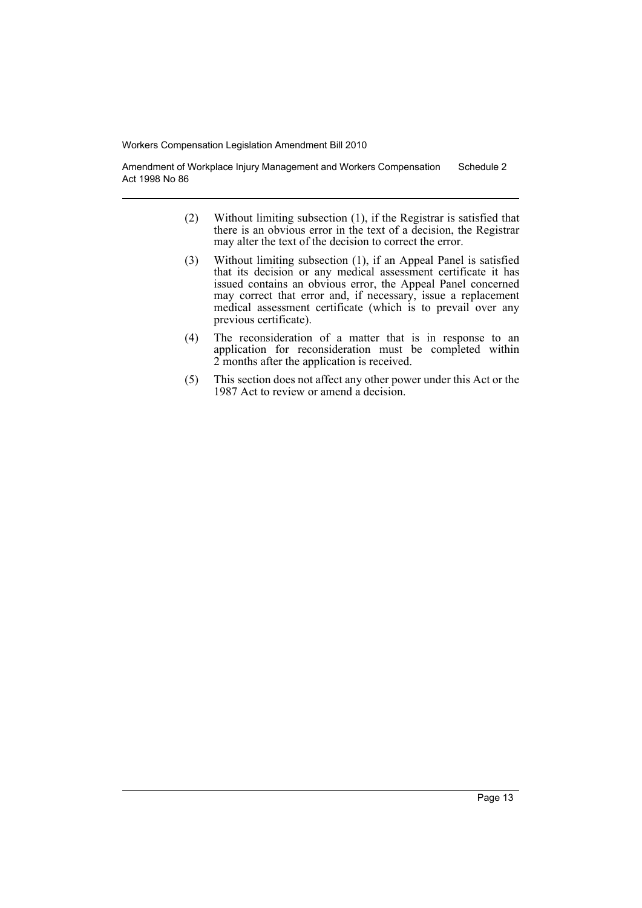(2) Without limiting subsection (1), if the Registrar is satisfied that there is an obvious error in the text of a decision, the Registrar may alter the text of the decision to correct the error.

(3) Without limiting subsection (1), if an Appeal Panel is satisfied that its decision or any medical assessment certificate it has issued contains an obvious error, the Appeal Panel concerned may correct that error and, if necessary, issue a replacement medical assessment certificate (which is to prevail over any previous certificate).

(4) The reconsideration of a matter that is in response to an application for reconsideration must be completed within 2 months after the application is received.

(5) This section does not affect any other power under this Act or the 1987 Act to review or amend a decision.